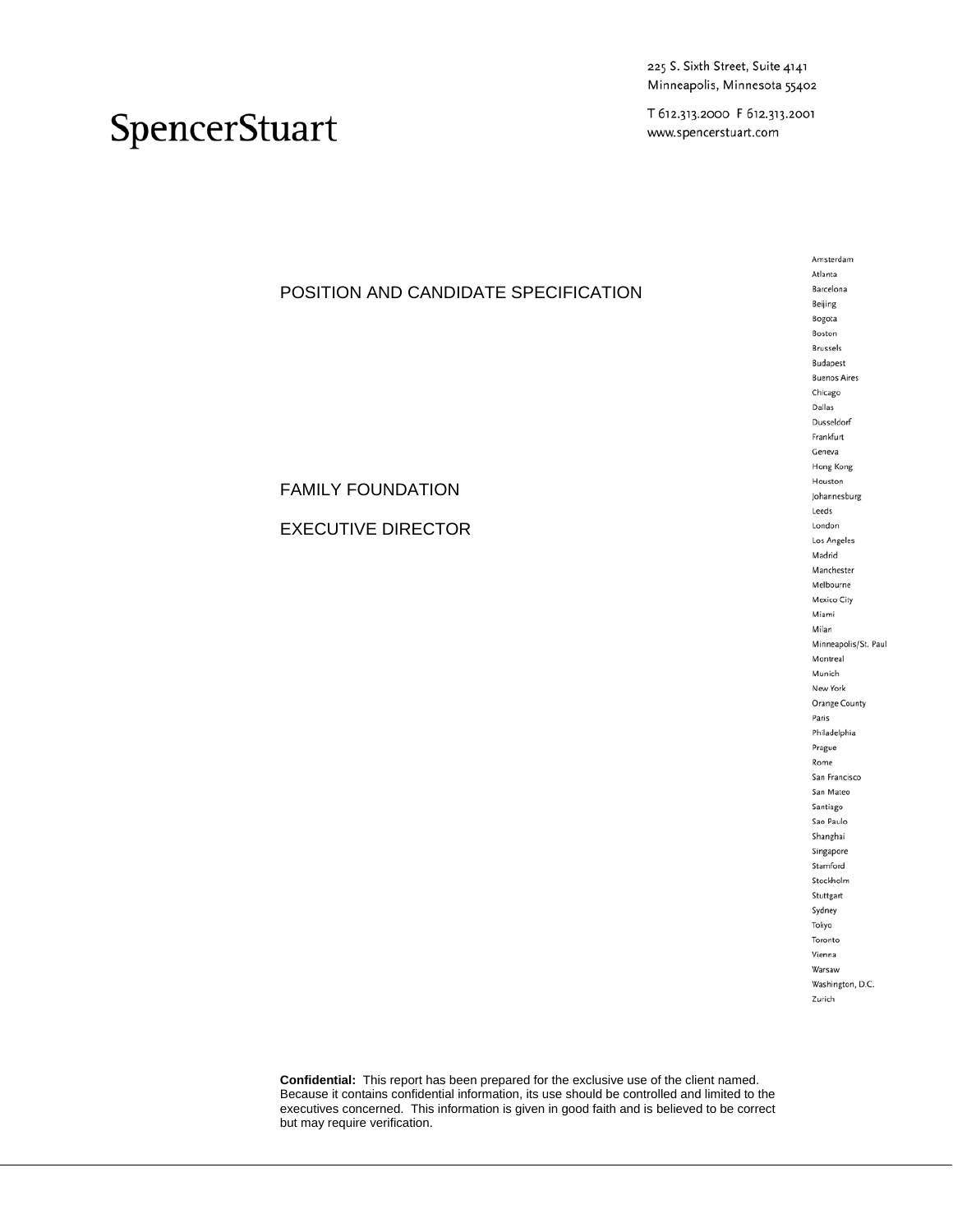SpencerStuart

225 S. Sixth Street, Suite 4141
Minneapolis, Minnesota 55402

T 612.313.2000 F 612.313.2001
www.spencerstuart.com

Amsterdam
Atlanta
Barcelona
Beijing
Bogota
Boston
Brussels
Budapest
Buenos Aires
Chicago
Dallas
Dusseldorf
Frankfurt
Geneva
Hong Kong
Houston
Johannesburg
Leeds
London
Los Angeles
Madrid
Manchester
Melbourne
Mexico City
Miami
Milan
Minneapolis/St. Paul
Montreal
Munich
New York
Orange County
Paris
Philadelphia
Prague
Rome
San Francisco
San Mateo
Santiago
Sao Paulo
Shanghai
Singapore
Stamford
Stockholm
Stuttgart
Sydney
Tokyo
Toronto
Vienna
Warsaw
Washington, D.C.
Zurich

# POSITION AND CANDIDATE SPECIFICATION

## FAMILY FOUNDATION

## EXECUTIVE DIRECTOR

**Confidential:** This report has been prepared for the exclusive use of the client named. Because it contains confidential information, its use should be controlled and limited to the executives concerned. This information is given in good faith and is believed to be correct but may require verification.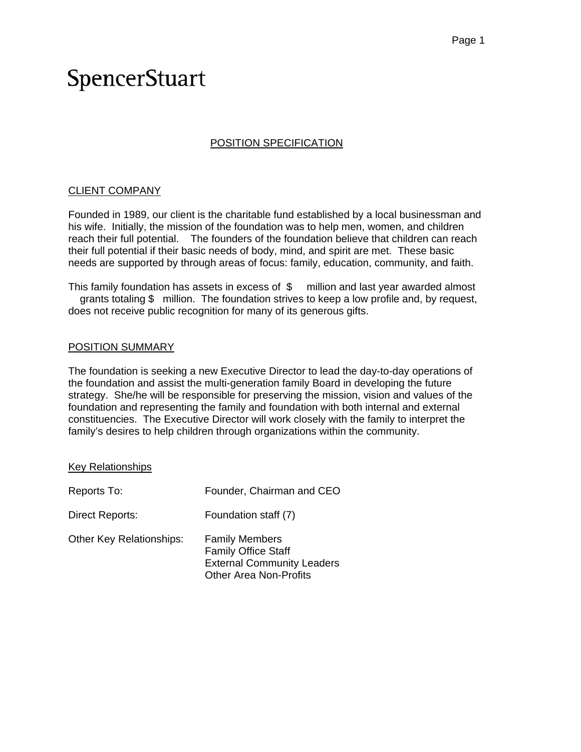SpencerStuart

# POSITION SPECIFICATION

## CLIENT COMPANY

Founded in 1989, our client is the charitable fund established by a local businessman and his wife. Initially, the mission of the foundation was to help men, women, and children reach their full potential. The founders of the foundation believe that children can reach their full potential if their basic needs of body, mind, and spirit are met. These basic needs are supported by through areas of focus: family, education, community, and faith.

This family foundation has assets in excess of $ million and last year awarded almost grants totaling $ million. The foundation strives to keep a low profile and, by request, does not receive public recognition for many of its generous gifts.

## POSITION SUMMARY

The foundation is seeking a new Executive Director to lead the day-to-day operations of the foundation and assist the multi-generation family Board in developing the future strategy. She/he will be responsible for preserving the mission, vision and values of the foundation and representing the family and foundation with both internal and external constituencies. The Executive Director will work closely with the family to interpret the family's desires to help children through organizations within the community.

### Key Relationships

| | |
|---|---|
| Reports To: | Founder, Chairman and CEO |
| Direct Reports: | Foundation staff (7) |
| Other Key Relationships: | Family Members<br>Family Office Staff<br>External Community Leaders<br>Other Area Non-Profits |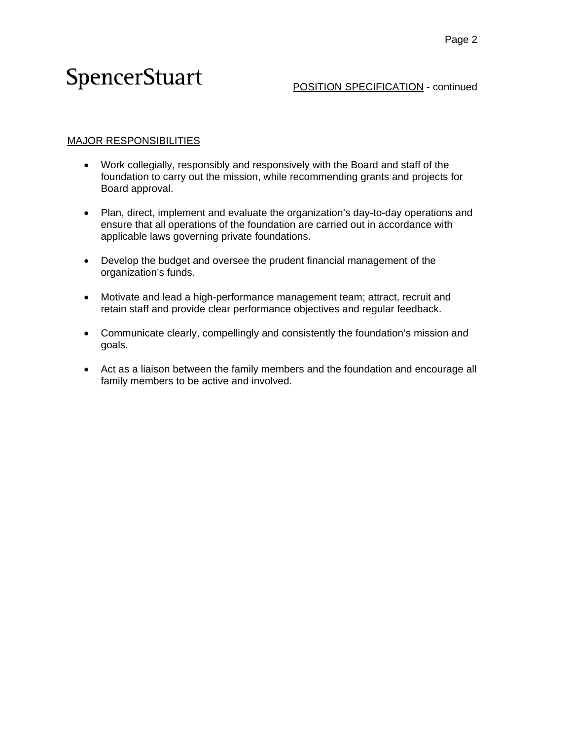## MAJOR RESPONSIBILITIES

- Work collegially, responsibly and responsively with the Board and staff of the foundation to carry out the mission, while recommending grants and projects for Board approval.

- Plan, direct, implement and evaluate the organization's day-to-day operations and ensure that all operations of the foundation are carried out in accordance with applicable laws governing private foundations.

- Develop the budget and oversee the prudent financial management of the organization's funds.

- Motivate and lead a high-performance management team; attract, recruit and retain staff and provide clear performance objectives and regular feedback.

- Communicate clearly, compellingly and consistently the foundation's mission and goals.

- Act as a liaison between the family members and the foundation and encourage all family members to be active and involved.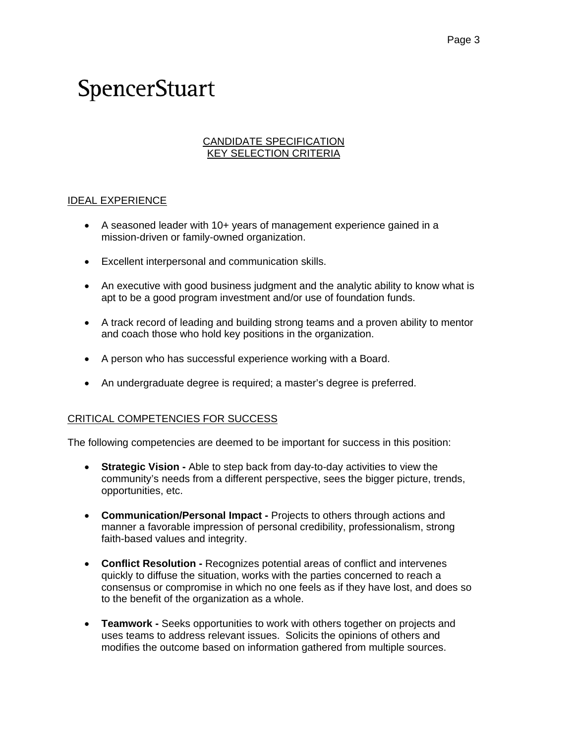SpencerStuart

## CANDIDATE SPECIFICATION
## KEY SELECTION CRITERIA

### IDEAL EXPERIENCE

- A seasoned leader with 10+ years of management experience gained in a mission-driven or family-owned organization.
- Excellent interpersonal and communication skills.
- An executive with good business judgment and the analytic ability to know what is apt to be a good program investment and/or use of foundation funds.
- A track record of leading and building strong teams and a proven ability to mentor and coach those who hold key positions in the organization.
- A person who has successful experience working with a Board.
- An undergraduate degree is required; a master's degree is preferred.

### CRITICAL COMPETENCIES FOR SUCCESS

The following competencies are deemed to be important for success in this position:

- **Strategic Vision -** Able to step back from day-to-day activities to view the community's needs from a different perspective, sees the bigger picture, trends, opportunities, etc.
- **Communication/Personal Impact -** Projects to others through actions and manner a favorable impression of personal credibility, professionalism, strong faith-based values and integrity.
- **Conflict Resolution -** Recognizes potential areas of conflict and intervenes quickly to diffuse the situation, works with the parties concerned to reach a consensus or compromise in which no one feels as if they have lost, and does so to the benefit of the organization as a whole.
- **Teamwork -** Seeks opportunities to work with others together on projects and uses teams to address relevant issues. Solicits the opinions of others and modifies the outcome based on information gathered from multiple sources.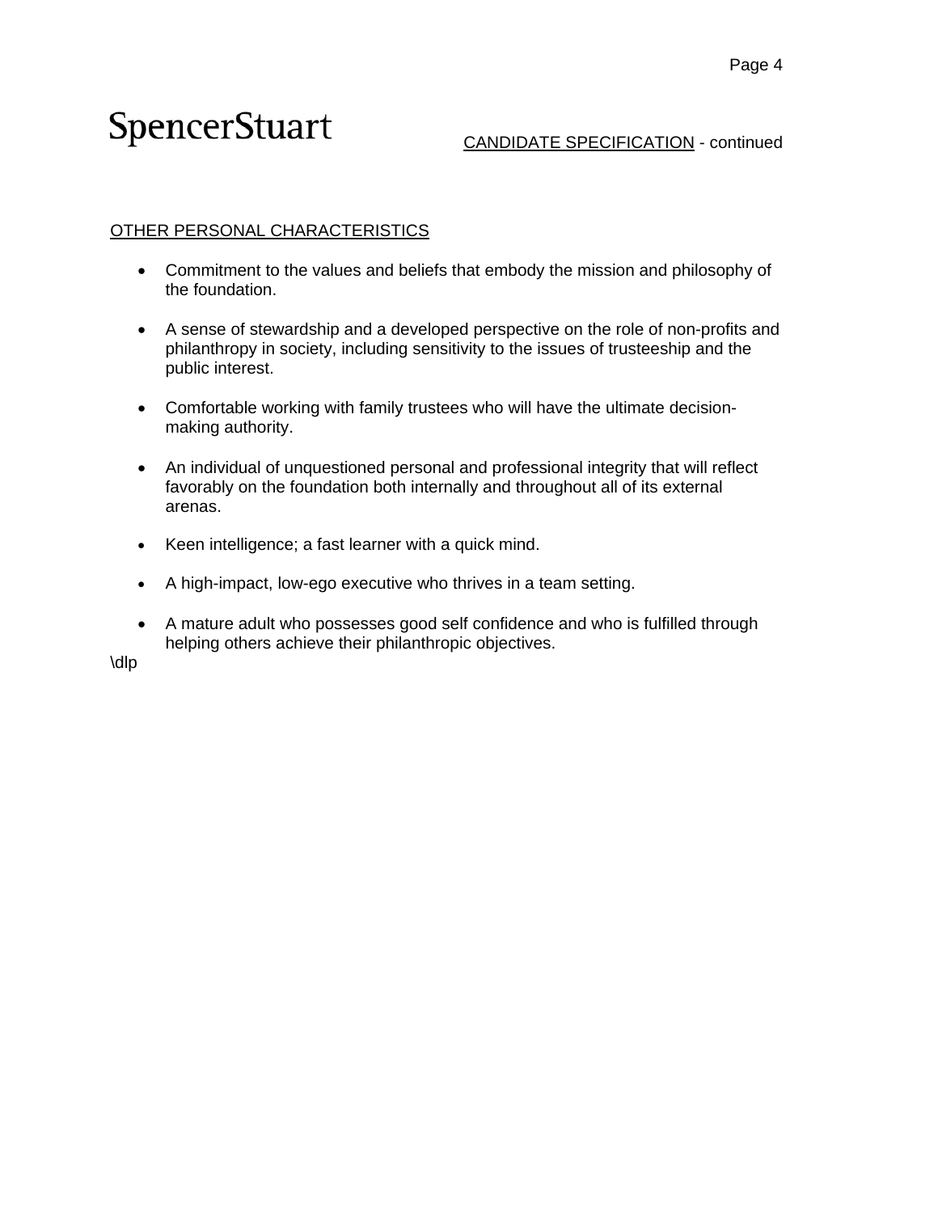OTHER PERSONAL CHARACTERISTICS

- Commitment to the values and beliefs that embody the mission and philosophy of the foundation.
- A sense of stewardship and a developed perspective on the role of non-profits and philanthropy in society, including sensitivity to the issues of trusteeship and the public interest.
- Comfortable working with family trustees who will have the ultimate decision-making authority.
- An individual of unquestioned personal and professional integrity that will reflect favorably on the foundation both internally and throughout all of its external arenas.
- Keen intelligence; a fast learner with a quick mind.
- A high-impact, low-ego executive who thrives in a team setting.
- A mature adult who possesses good self confidence and who is fulfilled through helping others achieve their philanthropic objectives.

\dlp